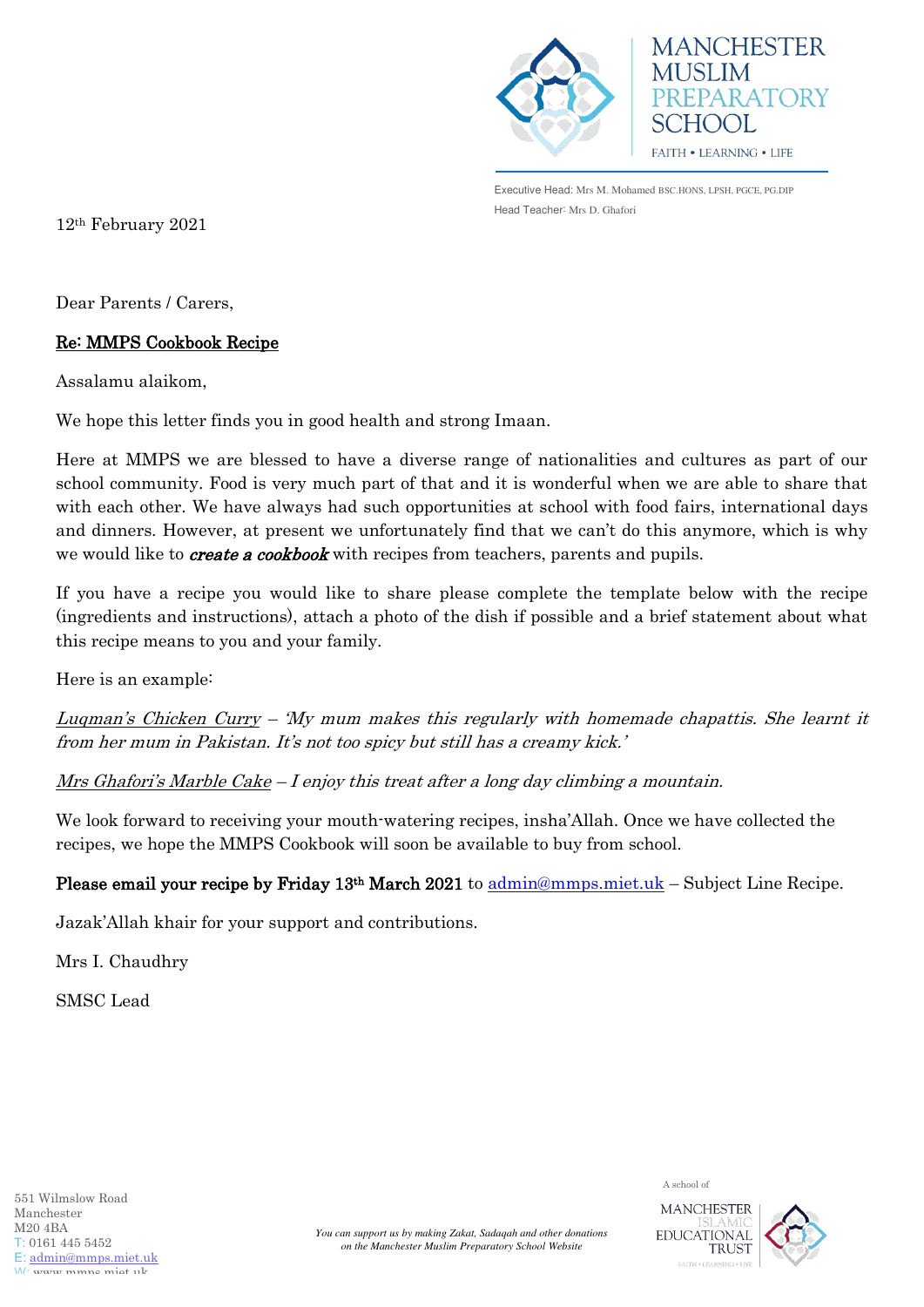MANCHESTER MUSLIM PREPARATORY SCHOOL

FAITH • LEARNING • LIFE

Executive Head: Mrs M. Mohamed BSC.HONS, LPSH, PGCE, PG.DIP

Head Teacher: Mrs D. Ghafori

12th February 2021

Dear Parents / Carers,

**Re: MMPS Cookbook Recipe**

Assalamu alaikom,

We hope this letter finds you in good health and strong Imaan.

Here at MMPS we are blessed to have a diverse range of nationalities and cultures as part of our school community. Food is very much part of that and it is wonderful when we are able to share that with each other. We have always had such opportunities at school with food fairs, international days and dinners. However, at present we unfortunately find that we can't do this anymore, which is why we would like to ***create a cookbook*** with recipes from teachers, parents and pupils.

If you have a recipe you would like to share please complete the template below with the recipe (ingredients and instructions), attach a photo of the dish if possible and a brief statement about what this recipe means to you and your family.

Here is an example:

*Luqman's Chicken Curry – 'My mum makes this regularly with homemade chapattis. She learnt it from her mum in Pakistan. It's not too spicy but still has a creamy kick.'*

*Mrs Ghafori's Marble Cake – I enjoy this treat after a long day climbing a mountain.*

We look forward to receiving your mouth-watering recipes, insha'Allah. Once we have collected the recipes, we hope the MMPS Cookbook will soon be available to buy from school.

**Please email your recipe by Friday 13th March 2021** to admin@mmps.miet.uk – Subject Line Recipe.

Jazak'Allah khair for your support and contributions.

Mrs I. Chaudhry

SMSC Lead

551 Wilmslow Road
Manchester
M20 4BA
T: 0161 445 5452
E: admin@mmps.miet.uk
W: www.mmps.miet.uk

*You can support us by making Zakat, Sadaqah and other donations on the Manchester Muslim Preparatory School Website*

A school of MANCHESTER ISLAMIC EDUCATIONAL TRUST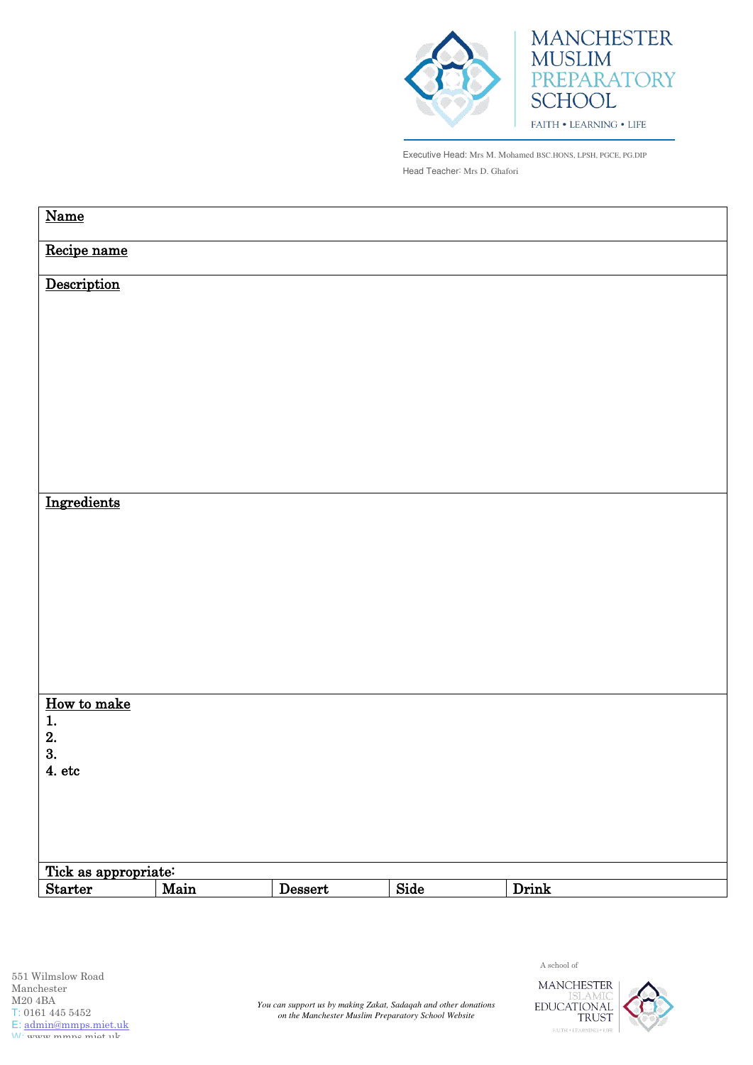MANCHESTER MUSLIM PREPARATORY SCHOOL

FAITH • LEARNING • LIFE

Executive Head: Mrs M. Mohamed BSC.HONS, LPSH, PGCE, PG.DIP

Head Teacher: Mrs D. Ghafori

**Name**

**Recipe name**

**Description**

**Ingredients**

**How to make**

1.
2.
3.
4. etc

**Tick as appropriate:**

| Starter | Main | Dessert | Side | Drink |
|---|---|---|---|---|
| | | | | |

551 Wilmslow Road
Manchester
M20 4BA
T: 0161 445 5452
E: admin@mmps.miet.uk
W: www.mmps.miet.uk

*You can support us by making Zakat, Sadaqah and other donations on the Manchester Muslim Preparatory School Website*

A school of

MANCHESTER ISLAMIC EDUCATIONAL TRUST

FAITH • LEARNING • LIFE